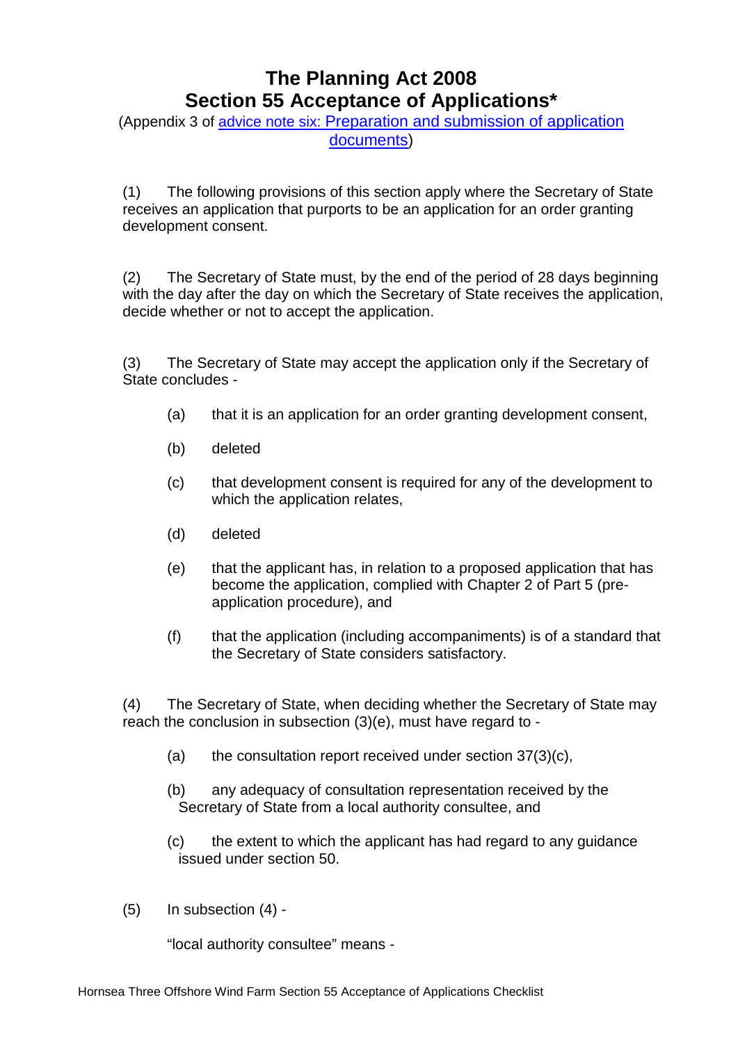# The Planning Act 2008
# Section 55 Acceptance of Applications*

(Appendix 3 of [advice note six: Preparation and submission of application documents](advice note six: Preparation and submission of application documents))

(1) The following provisions of this section apply where the Secretary of State receives an application that purports to be an application for an order granting development consent.

(2) The Secretary of State must, by the end of the period of 28 days beginning with the day after the day on which the Secretary of State receives the application, decide whether or not to accept the application.

(3) The Secretary of State may accept the application only if the Secretary of State concludes -

- (a) that it is an application for an order granting development consent,
- (b) deleted
- (c) that development consent is required for any of the development to which the application relates,
- (d) deleted
- (e) that the applicant has, in relation to a proposed application that has become the application, complied with Chapter 2 of Part 5 (pre-application procedure), and
- (f) that the application (including accompaniments) is of a standard that the Secretary of State considers satisfactory.

(4) The Secretary of State, when deciding whether the Secretary of State may reach the conclusion in subsection (3)(e), must have regard to -

- (a) the consultation report received under section 37(3)(c),
- (b) any adequacy of consultation representation received by the Secretary of State from a local authority consultee, and
- (c) the extent to which the applicant has had regard to any guidance issued under section 50.

(5) In subsection (4) -

"local authority consultee" means -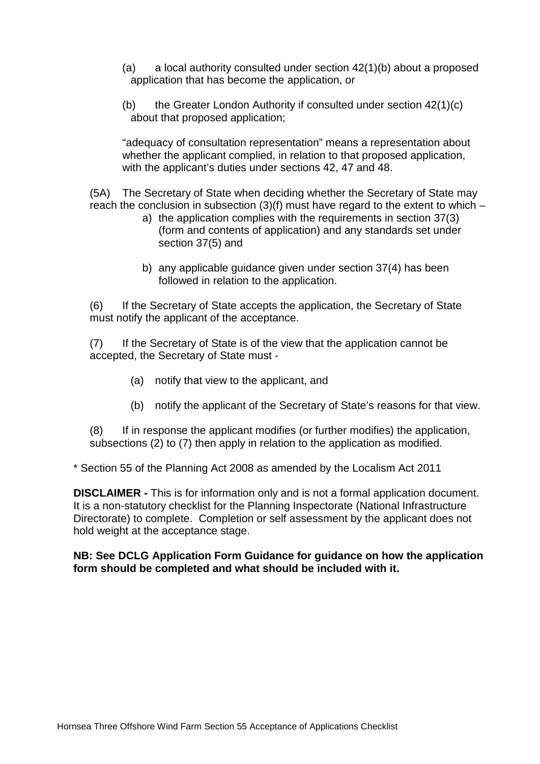(a) a local authority consulted under section 42(1)(b) about a proposed application that has become the application, or

(b) the Greater London Authority if consulted under section 42(1)(c) about that proposed application;

"adequacy of consultation representation" means a representation about whether the applicant complied, in relation to that proposed application, with the applicant's duties under sections 42, 47 and 48.

(5A) The Secretary of State when deciding whether the Secretary of State may reach the conclusion in subsection (3)(f) must have regard to the extent to which –

a) the application complies with the requirements in section 37(3) (form and contents of application) and any standards set under section 37(5) and

b) any applicable guidance given under section 37(4) has been followed in relation to the application.

(6) If the Secretary of State accepts the application, the Secretary of State must notify the applicant of the acceptance.

(7) If the Secretary of State is of the view that the application cannot be accepted, the Secretary of State must -

(a) notify that view to the applicant, and

(b) notify the applicant of the Secretary of State's reasons for that view.

(8) If in response the applicant modifies (or further modifies) the application, subsections (2) to (7) then apply in relation to the application as modified.

* Section 55 of the Planning Act 2008 as amended by the Localism Act 2011

**DISCLAIMER -** This is for information only and is not a formal application document. It is a non-statutory checklist for the Planning Inspectorate (National Infrastructure Directorate) to complete. Completion or self assessment by the applicant does not hold weight at the acceptance stage.

**NB: See DCLG Application Form Guidance for guidance on how the application form should be completed and what should be included with it.**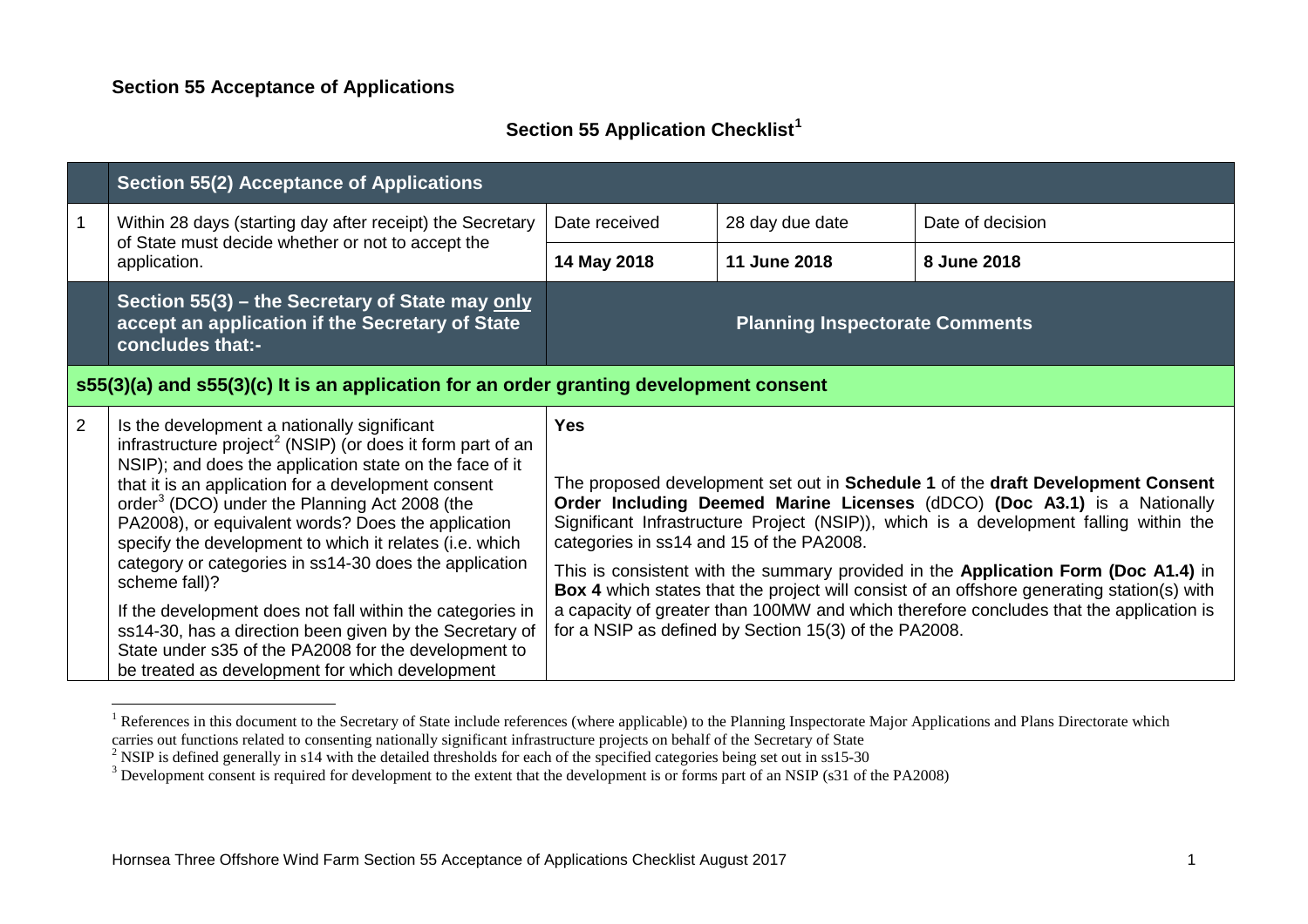## Section 55 Acceptance of Applications

### Section 55 Application Checklist[1]

| | Section 55(2) Acceptance of Applications | | | |
|---|---|---|---|---|
| 1 | Within 28 days (starting day after receipt) the Secretary of State must decide whether or not to accept the application. | Date received | 28 day due date | Date of decision |
| | | **14 May 2018** | **11 June 2018** | **8 June 2018** |
| | **Section 55(3) – the Secretary of State may only accept an application if the Secretary of State concludes that:-** | **Planning Inspectorate Comments** | | |
| | **s55(3)(a) and s55(3)(c) It is an application for an order granting development consent** | | | |
| 2 | Is the development a nationally significant infrastructure project[2] (NSIP) (or does it form part of an NSIP); and does the application state on the face of it that it is an application for a development consent order[3] (DCO) under the Planning Act 2008 (the PA2008), or equivalent words? Does the application specify the development to which it relates (i.e. which category or categories in ss14-30 does the application scheme fall)?<br><br>If the development does not fall within the categories in ss14-30, has a direction been given by the Secretary of State under s35 of the PA2008 for the development to be treated as development for which development | **Yes**<br><br>The proposed development set out in **Schedule 1** of the **draft Development Consent Order Including Deemed Marine Licenses** (dDCO) **(Doc A3.1)** is a Nationally Significant Infrastructure Project (NSIP)), which is a development falling within the categories in ss14 and 15 of the PA2008.<br><br>This is consistent with the summary provided in the **Application Form (Doc A1.4)** in **Box 4** which states that the project will consist of an offshore generating station(s) with a capacity of greater than 100MW and which therefore concludes that the application is for a NSIP as defined by Section 15(3) of the PA2008. | | |

[1] References in this document to the Secretary of State include references (where applicable) to the Planning Inspectorate Major Applications and Plans Directorate which carries out functions related to consenting nationally significant infrastructure projects on behalf of the Secretary of State

[2] NSIP is defined generally in s14 with the detailed thresholds for each of the specified categories being set out in ss15-30

[3] Development consent is required for development to the extent that the development is or forms part of an NSIP (s31 of the PA2008)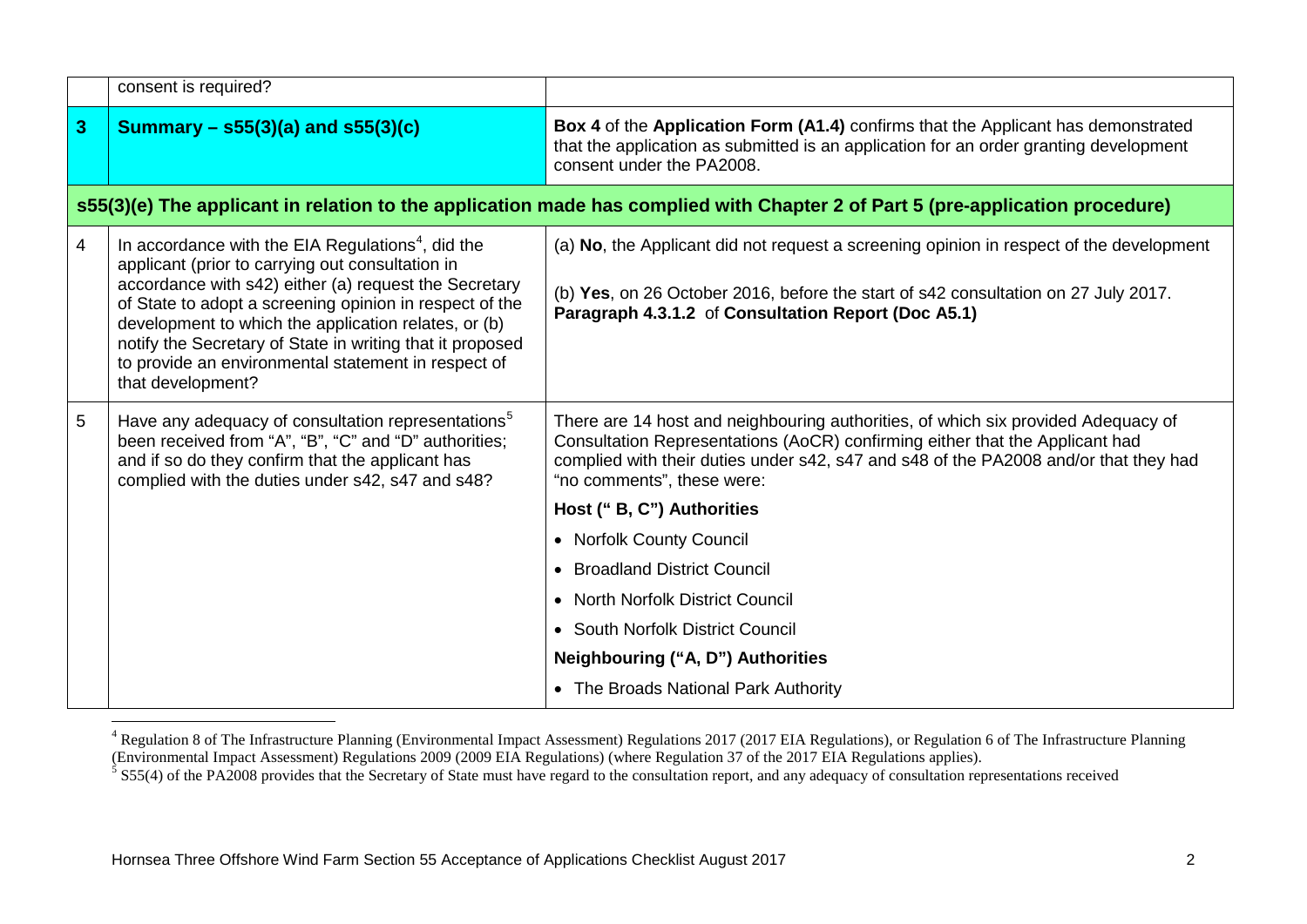| | | |
|---|---|---|
| | consent is required? | |
| **3** | **Summary – s55(3)(a) and s55(3)(c)** | **Box 4** of the **Application Form (A1.4)** confirms that the Applicant has demonstrated that the application as submitted is an application for an order granting development consent under the PA2008. |
| **s55(3)(e) The applicant in relation to the application made has complied with Chapter 2 of Part 5 (pre-application procedure)** | | |
| 4 | In accordance with the EIA Regulations[4], did the applicant (prior to carrying out consultation in accordance with s42) either (a) request the Secretary of State to adopt a screening opinion in respect of the development to which the application relates, or (b) notify the Secretary of State in writing that it proposed to provide an environmental statement in respect of that development? | (a) **No**, the Applicant did not request a screening opinion in respect of the development<br><br>(b) **Yes**, on 26 October 2016, before the start of s42 consultation on 27 July 2017. **Paragraph 4.3.1.2** of **Consultation Report (Doc A5.1)** |
| 5 | Have any adequacy of consultation representations[5] been received from "A", "B", "C" and "D" authorities; and if so do they confirm that the applicant has complied with the duties under s42, s47 and s48? | There are 14 host and neighbouring authorities, of which six provided Adequacy of Consultation Representations (AoCR) confirming either that the Applicant had complied with their duties under s42, s47 and s48 of the PA2008 and/or that they had "no comments", these were:<br><br>**Host (" B, C") Authorities**<br><br>• Norfolk County Council<br><br>• Broadland District Council<br><br>• North Norfolk District Council<br><br>• South Norfolk District Council<br><br>**Neighbouring ("A, D") Authorities**<br><br>• The Broads National Park Authority |

[4] Regulation 8 of The Infrastructure Planning (Environmental Impact Assessment) Regulations 2017 (2017 EIA Regulations), or Regulation 6 of The Infrastructure Planning (Environmental Impact Assessment) Regulations 2009 (2009 EIA Regulations) (where Regulation 37 of the 2017 EIA Regulations applies).

[5] S55(4) of the PA2008 provides that the Secretary of State must have regard to the consultation report, and any adequacy of consultation representations received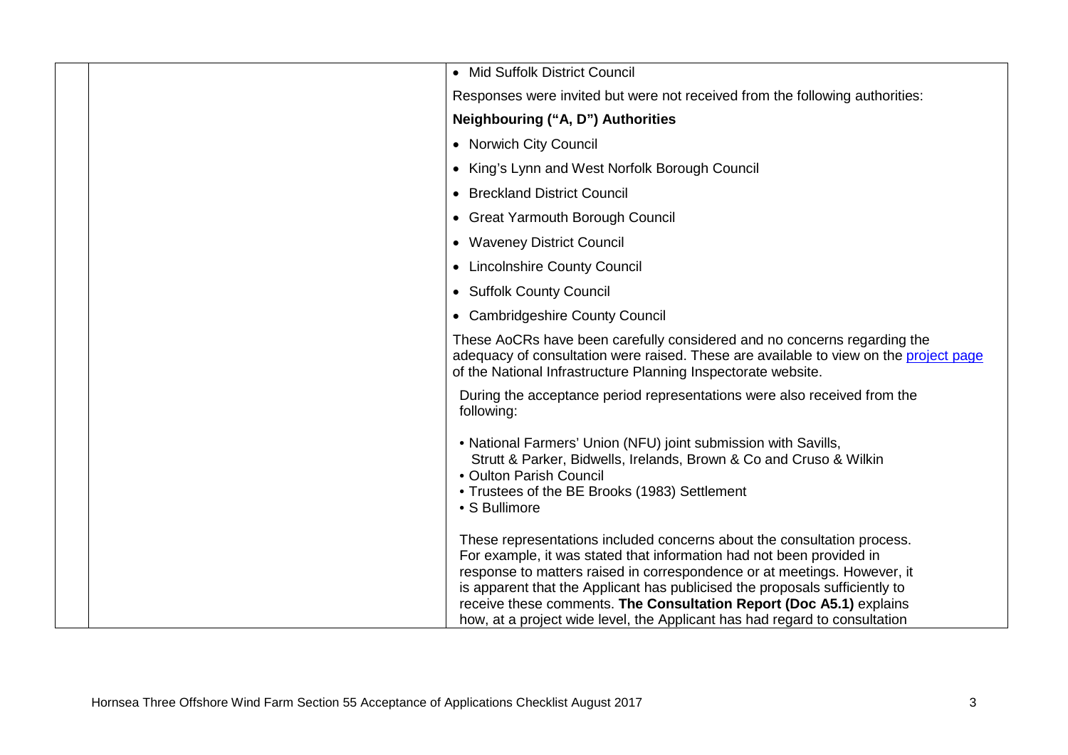| | | |
|---|---|---|
| | | • Mid Suffolk District Council<br><br>Responses were invited but were not received from the following authorities:<br><br>**Neighbouring ("A, D") Authorities**<br><br>• Norwich City Council<br>• King's Lynn and West Norfolk Borough Council<br>• Breckland District Council<br>• Great Yarmouth Borough Council<br>• Waveney District Council<br>• Lincolnshire County Council<br>• Suffolk County Council<br>• Cambridgeshire County Council<br><br>These AoCRs have been carefully considered and no concerns regarding the adequacy of consultation were raised. These are available to view on the [project page](project page) of the National Infrastructure Planning Inspectorate website.<br><br>During the acceptance period representations were also received from the following:<br><br>• National Farmers' Union (NFU) joint submission with Savills, Strutt & Parker, Bidwells, Irelands, Brown & Co and Cruso & Wilkin<br>• Oulton Parish Council<br>• Trustees of the BE Brooks (1983) Settlement<br>• S Bullimore<br><br>These representations included concerns about the consultation process. For example, it was stated that information had not been provided in response to matters raised in correspondence or at meetings. However, it is apparent that the Applicant has publicised the proposals sufficiently to receive these comments. **The Consultation Report (Doc A5.1)** explains how, at a project wide level, the Applicant has had regard to consultation |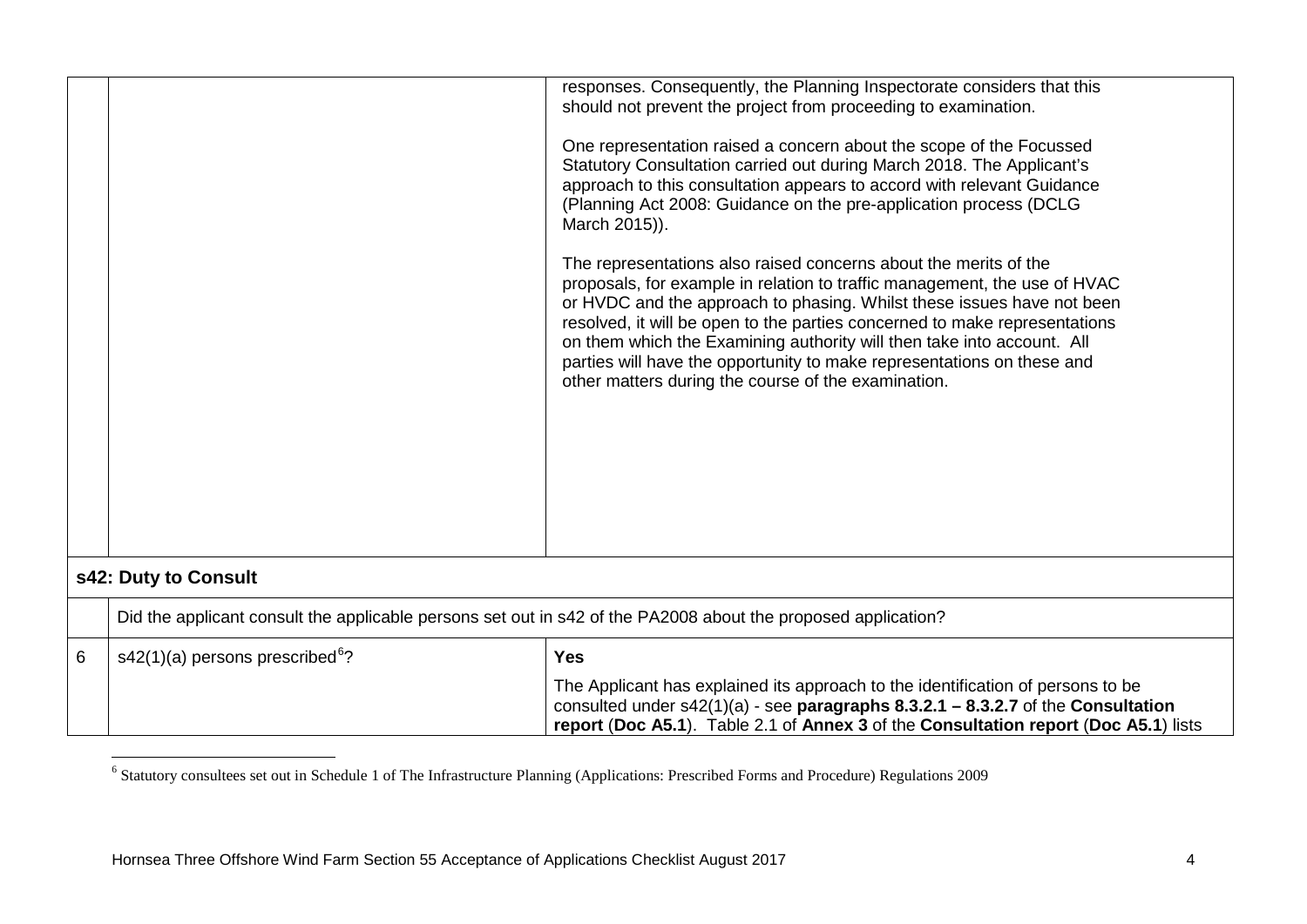| | | |
|---|---|---|
| | | responses. Consequently, the Planning Inspectorate considers that this should not prevent the project from proceeding to examination.<br><br>One representation raised a concern about the scope of the Focussed Statutory Consultation carried out during March 2018. The Applicant's approach to this consultation appears to accord with relevant Guidance (Planning Act 2008: Guidance on the pre-application process (DCLG March 2015)).<br><br>The representations also raised concerns about the merits of the proposals, for example in relation to traffic management, the use of HVAC or HVDC and the approach to phasing. Whilst these issues have not been resolved, it will be open to the parties concerned to make representations on them which the Examining authority will then take into account. All parties will have the opportunity to make representations on these and other matters during the course of the examination. |
| **s42: Duty to Consult** | | |
| | Did the applicant consult the applicable persons set out in s42 of the PA2008 about the proposed application? | |
| 6 | s42(1)(a) persons prescribed[6]? | **Yes**<br><br>The Applicant has explained its approach to the identification of persons to be consulted under s42(1)(a) - see **paragraphs 8.3.2.1 – 8.3.2.7** of the **Consultation report** (**Doc A5.1**). Table 2.1 of **Annex 3** of the **Consultation report** (**Doc A5.1**) lists |

[6] Statutory consultees set out in Schedule 1 of The Infrastructure Planning (Applications: Prescribed Forms and Procedure) Regulations 2009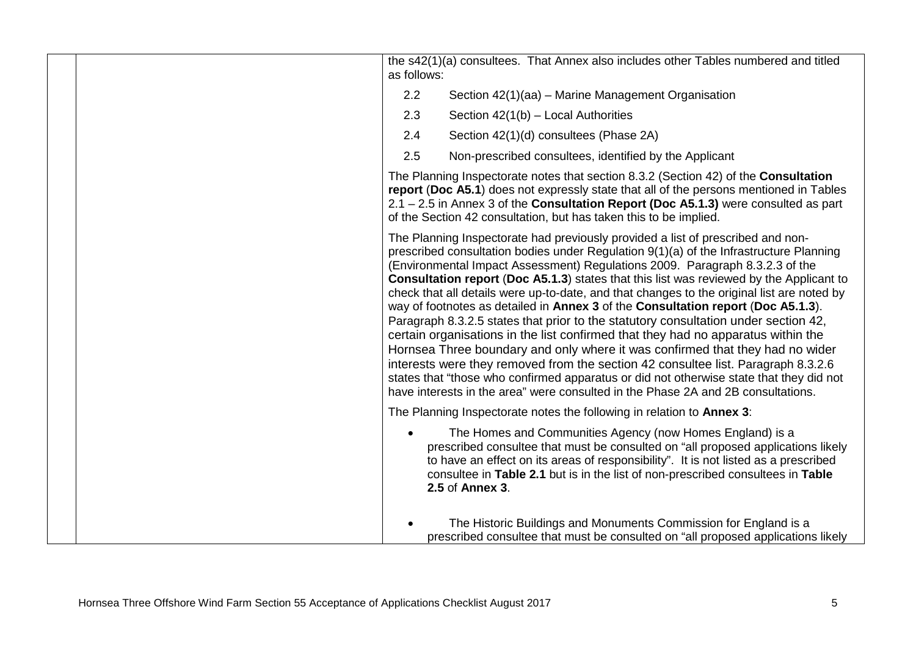| | | |
|---|---|---|
| | | the s42(1)(a) consultees. That Annex also includes other Tables numbered and titled as follows:<br><br>2.2 Section 42(1)(aa) – Marine Management Organisation<br><br>2.3 Section 42(1(b) – Local Authorities<br><br>2.4 Section 42(1)(d) consultees (Phase 2A)<br><br>2.5 Non-prescribed consultees, identified by the Applicant<br><br>The Planning Inspectorate notes that section 8.3.2 (Section 42) of the **Consultation report** (**Doc A5.1**) does not expressly state that all of the persons mentioned in Tables 2.1 – 2.5 in Annex 3 of the **Consultation Report (Doc A5.1.3)** were consulted as part of the Section 42 consultation, but has taken this to be implied.<br><br>The Planning Inspectorate had previously provided a list of prescribed and non-prescribed consultation bodies under Regulation 9(1)(a) of the Infrastructure Planning (Environmental Impact Assessment) Regulations 2009. Paragraph 8.3.2.3 of the **Consultation report** (**Doc A5.1.3**) states that this list was reviewed by the Applicant to check that all details were up-to-date, and that changes to the original list are noted by way of footnotes as detailed in **Annex 3** of the **Consultation report** (**Doc A5.1.3**). Paragraph 8.3.2.5 states that prior to the statutory consultation under section 42, certain organisations in the list confirmed that they had no apparatus within the Hornsea Three boundary and only where it was confirmed that they had no wider interests were they removed from the section 42 consultee list. Paragraph 8.3.2.6 states that "those who confirmed apparatus or did not otherwise state that they did not have interests in the area" were consulted in the Phase 2A and 2B consultations.<br><br>The Planning Inspectorate notes the following in relation to **Annex 3**:<br><br>• The Homes and Communities Agency (now Homes England) is a prescribed consultee that must be consulted on "all proposed applications likely to have an effect on its areas of responsibility". It is not listed as a prescribed consultee in **Table 2.1** but is in the list of non-prescribed consultees in **Table 2.5** of **Annex 3**.<br><br>• The Historic Buildings and Monuments Commission for England is a prescribed consultee that must be consulted on "all proposed applications likely |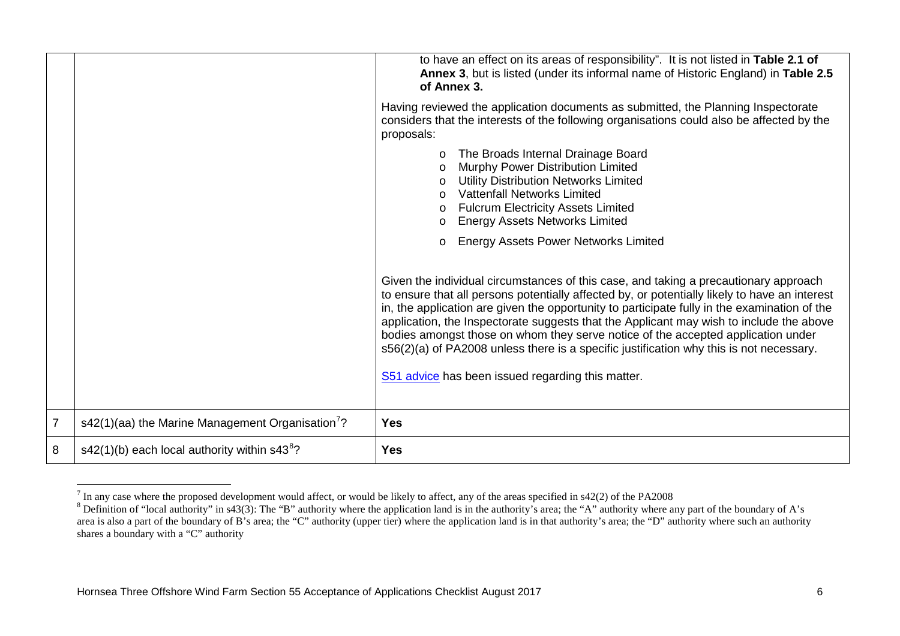| | | |
|---|---|---|
| | | to have an effect on its areas of responsibility". It is not listed in **Table 2.1 of Annex 3**, but is listed (under its informal name of Historic England) in **Table 2.5 of Annex 3.**<br><br>Having reviewed the application documents as submitted, the Planning Inspectorate considers that the interests of the following organisations could also be affected by the proposals:<br><br>o The Broads Internal Drainage Board<br>o Murphy Power Distribution Limited<br>o Utility Distribution Networks Limited<br>o Vattenfall Networks Limited<br>o Fulcrum Electricity Assets Limited<br>o Energy Assets Networks Limited<br>o Energy Assets Power Networks Limited<br><br>Given the individual circumstances of this case, and taking a precautionary approach to ensure that all persons potentially affected by, or potentially likely to have an interest in, the application are given the opportunity to participate fully in the examination of the application, the Inspectorate suggests that the Applicant may wish to include the above bodies amongst those on whom they serve notice of the accepted application under s56(2)(a) of PA2008 unless there is a specific justification why this is not necessary.<br><br>S51 advice has been issued regarding this matter. |
| 7 | s42(1)(aa) the Marine Management Organisation[7]? | **Yes** |
| 8 | s42(1)(b) each local authority within s43[8]? | **Yes** |

[7] In any case where the proposed development would affect, or would be likely to affect, any of the areas specified in s42(2) of the PA2008

[8] Definition of "local authority" in s43(3): The "B" authority where the application land is in the authority's area; the "A" authority where any part of the boundary of A's area is also a part of the boundary of B's area; the "C" authority (upper tier) where the application land is in that authority's area; the "D" authority where such an authority shares a boundary with a "C" authority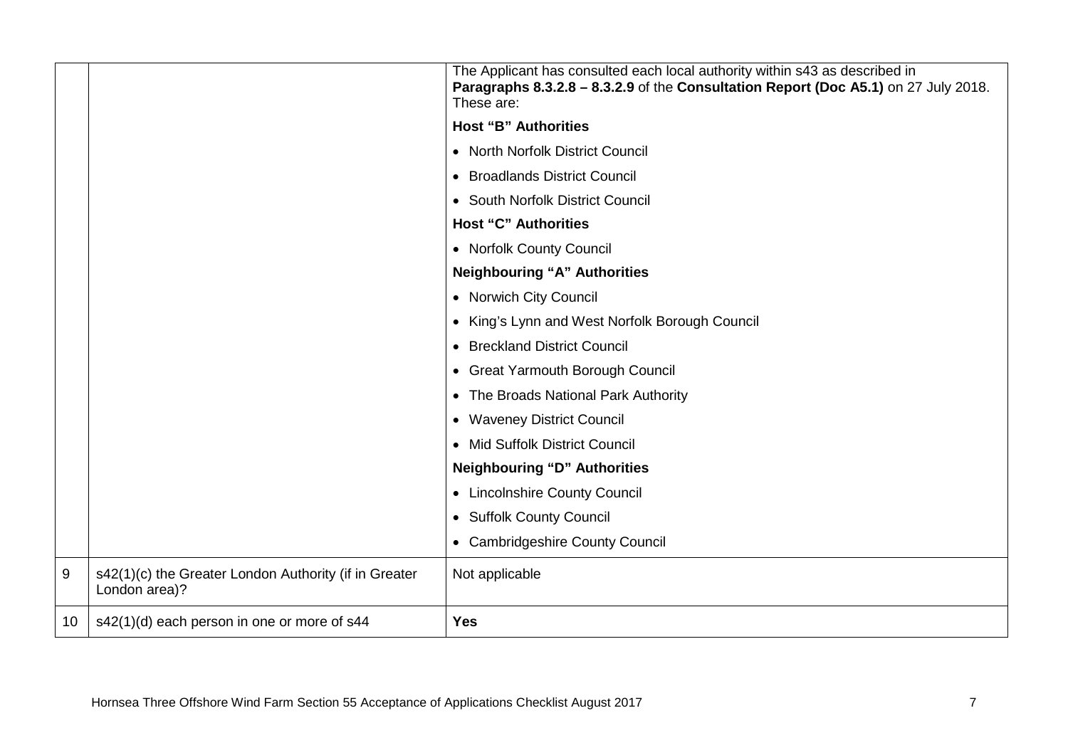| | | |
|---|---|---|
| | | The Applicant has consulted each local authority within s43 as described in **Paragraphs 8.3.2.8 – 8.3.2.9** of the **Consultation Report (Doc A5.1)** on 27 July 2018. These are:<br>**Host "B" Authorities**<br>• North Norfolk District Council<br>• Broadlands District Council<br>• South Norfolk District Council<br>**Host "C" Authorities**<br>• Norfolk County Council<br>**Neighbouring "A" Authorities**<br>• Norwich City Council<br>• King's Lynn and West Norfolk Borough Council<br>• Breckland District Council<br>• Great Yarmouth Borough Council<br>• The Broads National Park Authority<br>• Waveney District Council<br>• Mid Suffolk District Council<br>**Neighbouring "D" Authorities**<br>• Lincolnshire County Council<br>• Suffolk County Council<br>• Cambridgeshire County Council |
| 9 | s42(1)(c) the Greater London Authority (if in Greater London area)? | Not applicable |
| 10 | s42(1)(d) each person in one or more of s44 | **Yes** |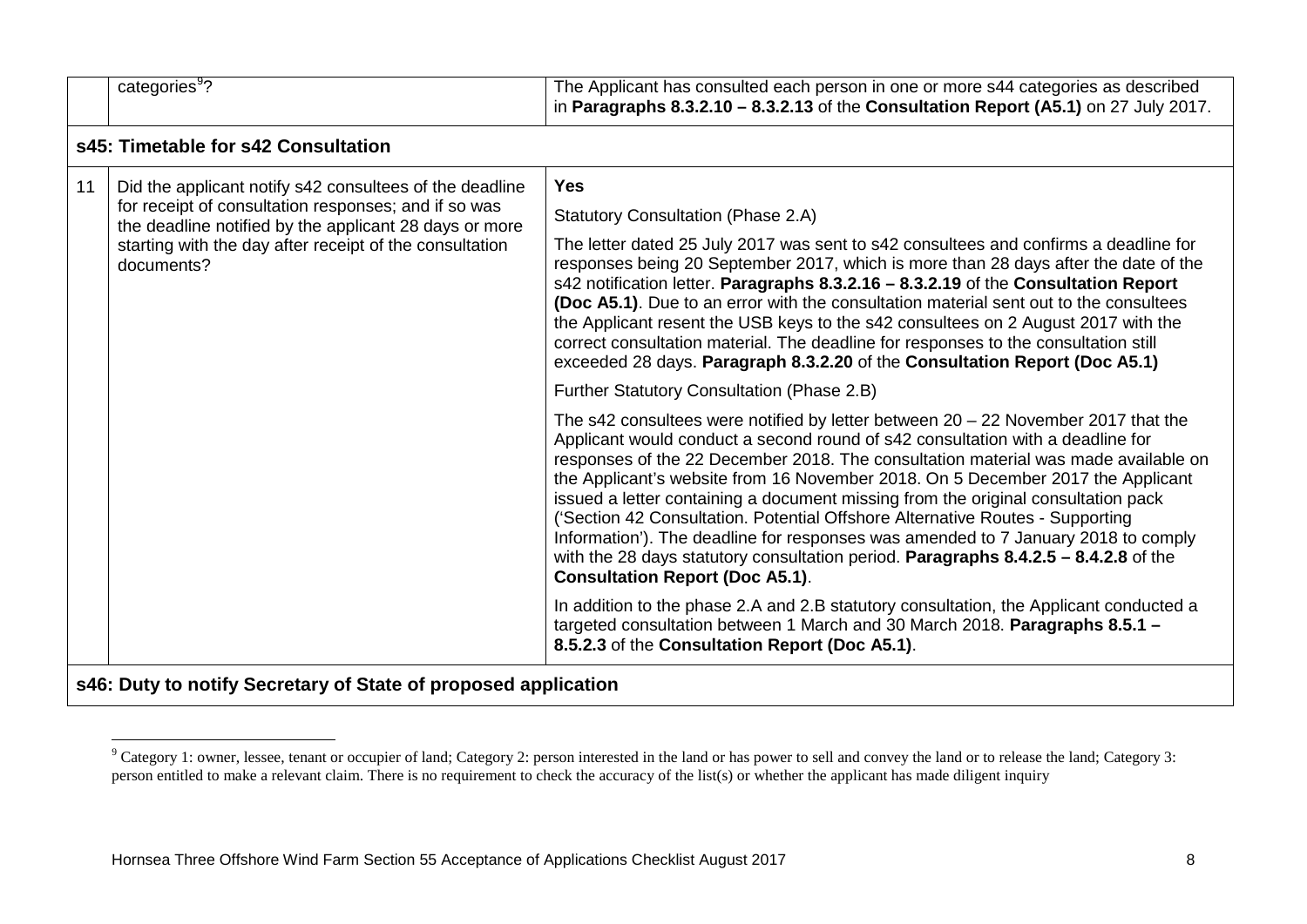| | | |
|---|---|---|
| | categories[9]? | The Applicant has consulted each person in one or more s44 categories as described in **Paragraphs 8.3.2.10 – 8.3.2.13** of the **Consultation Report (A5.1)** on 27 July 2017. |
| **s45: Timetable for s42 Consultation** | | |
| 11 | Did the applicant notify s42 consultees of the deadline for receipt of consultation responses; and if so was the deadline notified by the applicant 28 days or more starting with the day after receipt of the consultation documents? | **Yes**<br><br>Statutory Consultation (Phase 2.A)<br><br>The letter dated 25 July 2017 was sent to s42 consultees and confirms a deadline for responses being 20 September 2017, which is more than 28 days after the date of the s42 notification letter. **Paragraphs 8.3.2.16 – 8.3.2.19** of the **Consultation Report (Doc A5.1)**. Due to an error with the consultation material sent out to the consultees the Applicant resent the USB keys to the s42 consultees on 2 August 2017 with the correct consultation material. The deadline for responses to the consultation still exceeded 28 days. **Paragraph 8.3.2.20** of the **Consultation Report (Doc A5.1)**<br><br>Further Statutory Consultation (Phase 2.B)<br><br>The s42 consultees were notified by letter between 20 – 22 November 2017 that the Applicant would conduct a second round of s42 consultation with a deadline for responses of the 22 December 2018. The consultation material was made available on the Applicant's website from 16 November 2018. On 5 December 2017 the Applicant issued a letter containing a document missing from the original consultation pack ('Section 42 Consultation. Potential Offshore Alternative Routes - Supporting Information'). The deadline for responses was amended to 7 January 2018 to comply with the 28 days statutory consultation period. **Paragraphs 8.4.2.5 – 8.4.2.8** of the **Consultation Report (Doc A5.1)**.<br><br>In addition to the phase 2.A and 2.B statutory consultation, the Applicant conducted a targeted consultation between 1 March and 30 March 2018. **Paragraphs 8.5.1 – 8.5.2.3** of the **Consultation Report (Doc A5.1)**. |
| **s46: Duty to notify Secretary of State of proposed application** | | |

[9] Category 1: owner, lessee, tenant or occupier of land; Category 2: person interested in the land or has power to sell and convey the land or to release the land; Category 3: person entitled to make a relevant claim. There is no requirement to check the accuracy of the list(s) or whether the applicant has made diligent inquiry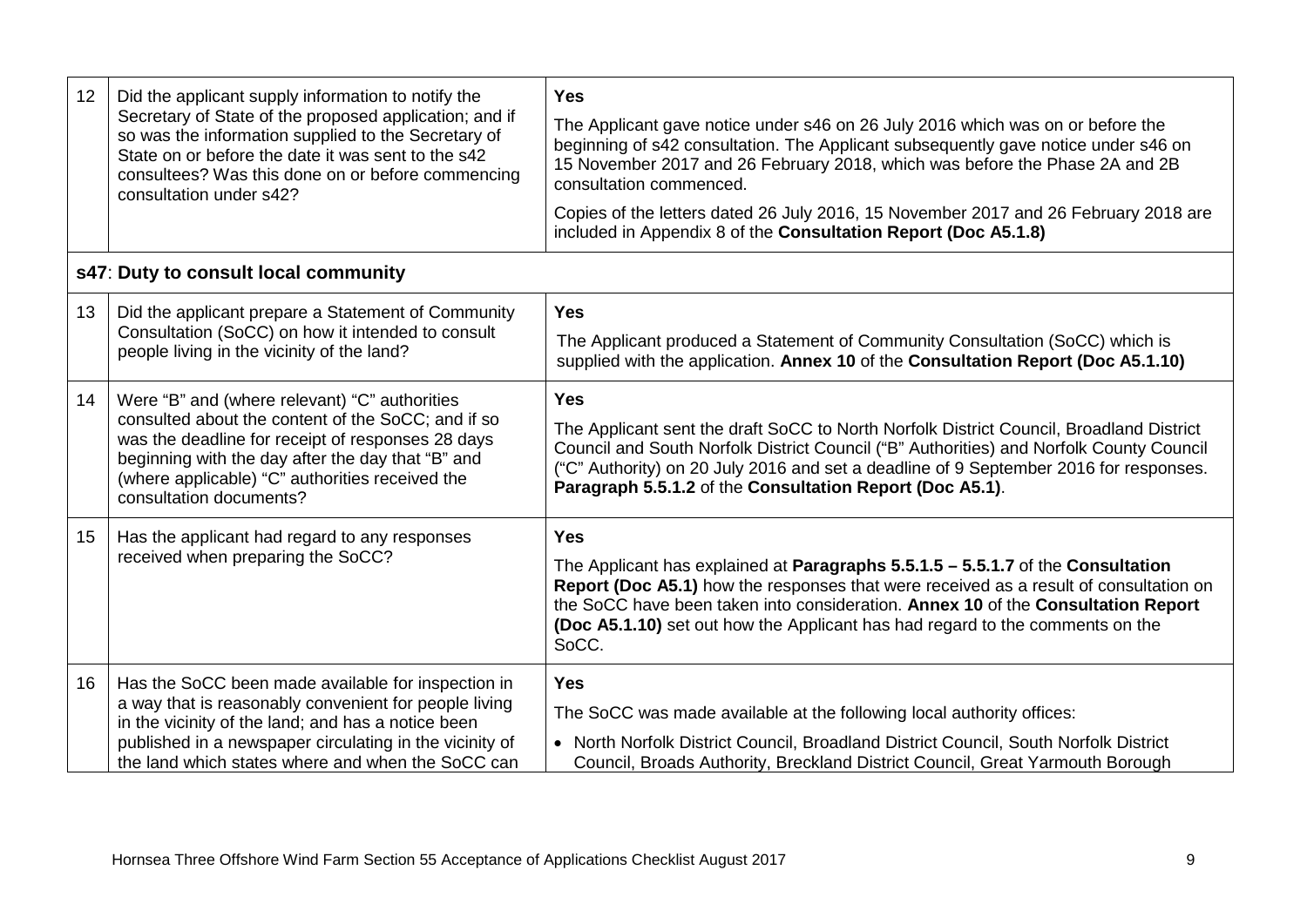| | | |
|---|---|---|
| 12 | Did the applicant supply information to notify the Secretary of State of the proposed application; and if so was the information supplied to the Secretary of State on or before the date it was sent to the s42 consultees? Was this done on or before commencing consultation under s42? | **Yes**<br><br>The Applicant gave notice under s46 on 26 July 2016 which was on or before the beginning of s42 consultation. The Applicant subsequently gave notice under s46 on 15 November 2017 and 26 February 2018, which was before the Phase 2A and 2B consultation commenced.<br><br>Copies of the letters dated 26 July 2016, 15 November 2017 and 26 February 2018 are included in Appendix 8 of the **Consultation Report (Doc A5.1.8)** |
| **s47**: **Duty to consult local community** | | |
| 13 | Did the applicant prepare a Statement of Community Consultation (SoCC) on how it intended to consult people living in the vicinity of the land? | **Yes**<br><br>The Applicant produced a Statement of Community Consultation (SoCC) which is supplied with the application. **Annex 10** of the **Consultation Report (Doc A5.1.10)** |
| 14 | Were "B" and (where relevant) "C" authorities consulted about the content of the SoCC; and if so was the deadline for receipt of responses 28 days beginning with the day after the day that "B" and (where applicable) "C" authorities received the consultation documents? | **Yes**<br><br>The Applicant sent the draft SoCC to North Norfolk District Council, Broadland District Council and South Norfolk District Council ("B" Authorities) and Norfolk County Council ("C" Authority) on 20 July 2016 and set a deadline of 9 September 2016 for responses. **Paragraph 5.5.1.2** of the **Consultation Report (Doc A5.1)**. |
| 15 | Has the applicant had regard to any responses received when preparing the SoCC? | **Yes**<br><br>The Applicant has explained at **Paragraphs 5.5.1.5 – 5.5.1.7** of the **Consultation Report (Doc A5.1)** how the responses that were received as a result of consultation on the SoCC have been taken into consideration. **Annex 10** of the **Consultation Report (Doc A5.1.10)** set out how the Applicant has had regard to the comments on the SoCC. |
| 16 | Has the SoCC been made available for inspection in a way that is reasonably convenient for people living in the vicinity of the land; and has a notice been published in a newspaper circulating in the vicinity of the land which states where and when the SoCC can | **Yes**<br><br>The SoCC was made available at the following local authority offices:<br><br>• North Norfolk District Council, Broadland District Council, South Norfolk District Council, Broads Authority, Breckland District Council, Great Yarmouth Borough |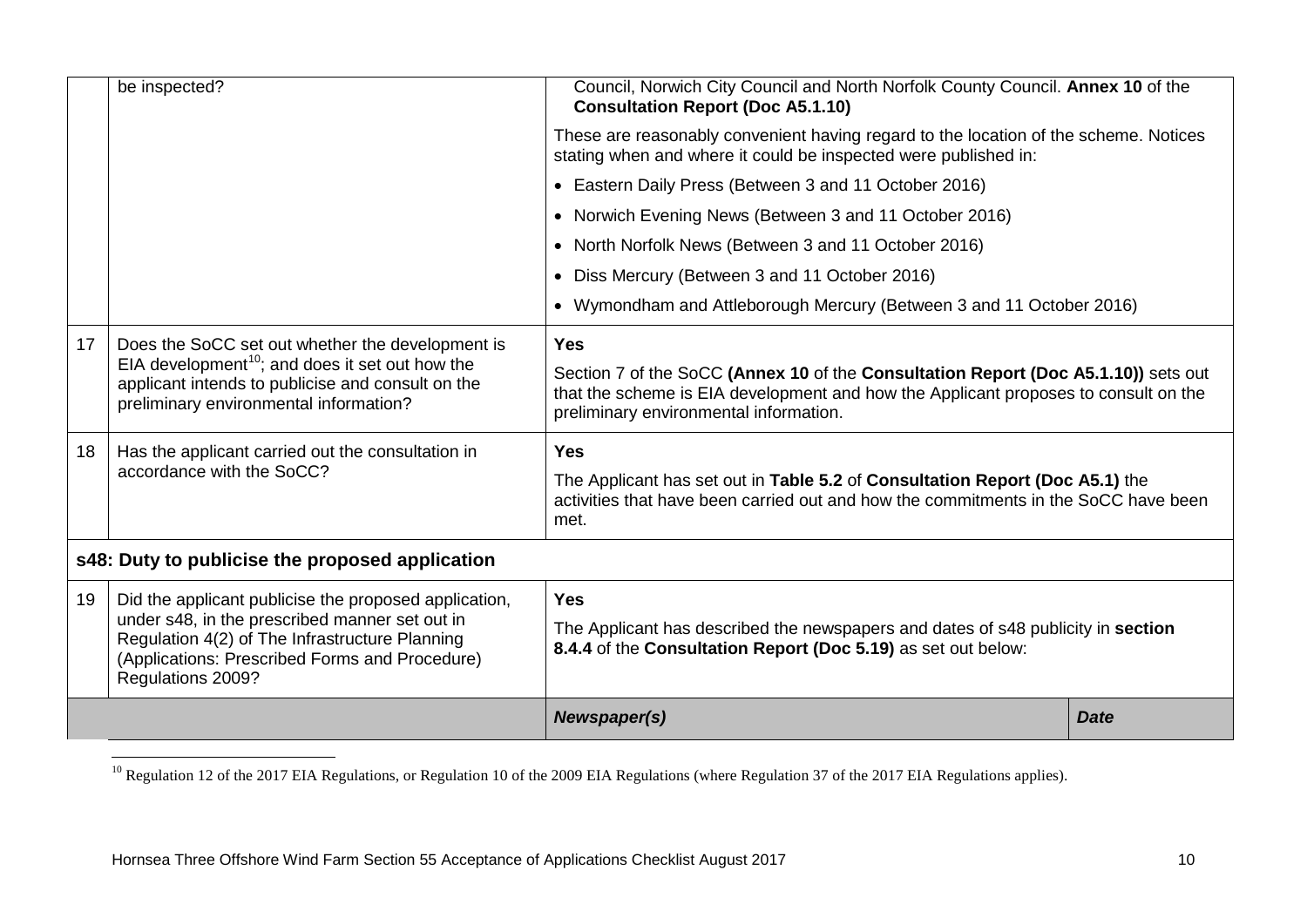| | | |
|---|---|---|
| | be inspected? | Council, Norwich City Council and North Norfolk County Council. **Annex 10** of the **Consultation Report (Doc A5.1.10)**<br><br>These are reasonably convenient having regard to the location of the scheme. Notices stating when and where it could be inspected were published in:<br><br>• Eastern Daily Press (Between 3 and 11 October 2016)<br>• Norwich Evening News (Between 3 and 11 October 2016)<br>• North Norfolk News (Between 3 and 11 October 2016)<br>• Diss Mercury (Between 3 and 11 October 2016)<br>• Wymondham and Attleborough Mercury (Between 3 and 11 October 2016) |
| 17 | Does the SoCC set out whether the development is EIA development[10]; and does it set out how the applicant intends to publicise and consult on the preliminary environmental information? | **Yes**<br><br>Section 7 of the SoCC **(Annex 10** of the **Consultation Report (Doc A5.1.10))** sets out that the scheme is EIA development and how the Applicant proposes to consult on the preliminary environmental information. |
| 18 | Has the applicant carried out the consultation in accordance with the SoCC? | **Yes**<br><br>The Applicant has set out in **Table 5.2** of **Consultation Report (Doc A5.1)** the activities that have been carried out and how the commitments in the SoCC have been met. |
| **s48: Duty to publicise the proposed application** | | |
| 19 | Did the applicant publicise the proposed application, under s48, in the prescribed manner set out in Regulation 4(2) of The Infrastructure Planning (Applications: Prescribed Forms and Procedure) Regulations 2009? | **Yes**<br><br>The Applicant has described the newspapers and dates of s48 publicity in **section 8.4.4** of the **Consultation Report (Doc 5.19)** as set out below: |
| | | ***Newspaper(s)*** \| ***Date*** |

[10] Regulation 12 of the 2017 EIA Regulations, or Regulation 10 of the 2009 EIA Regulations (where Regulation 37 of the 2017 EIA Regulations applies).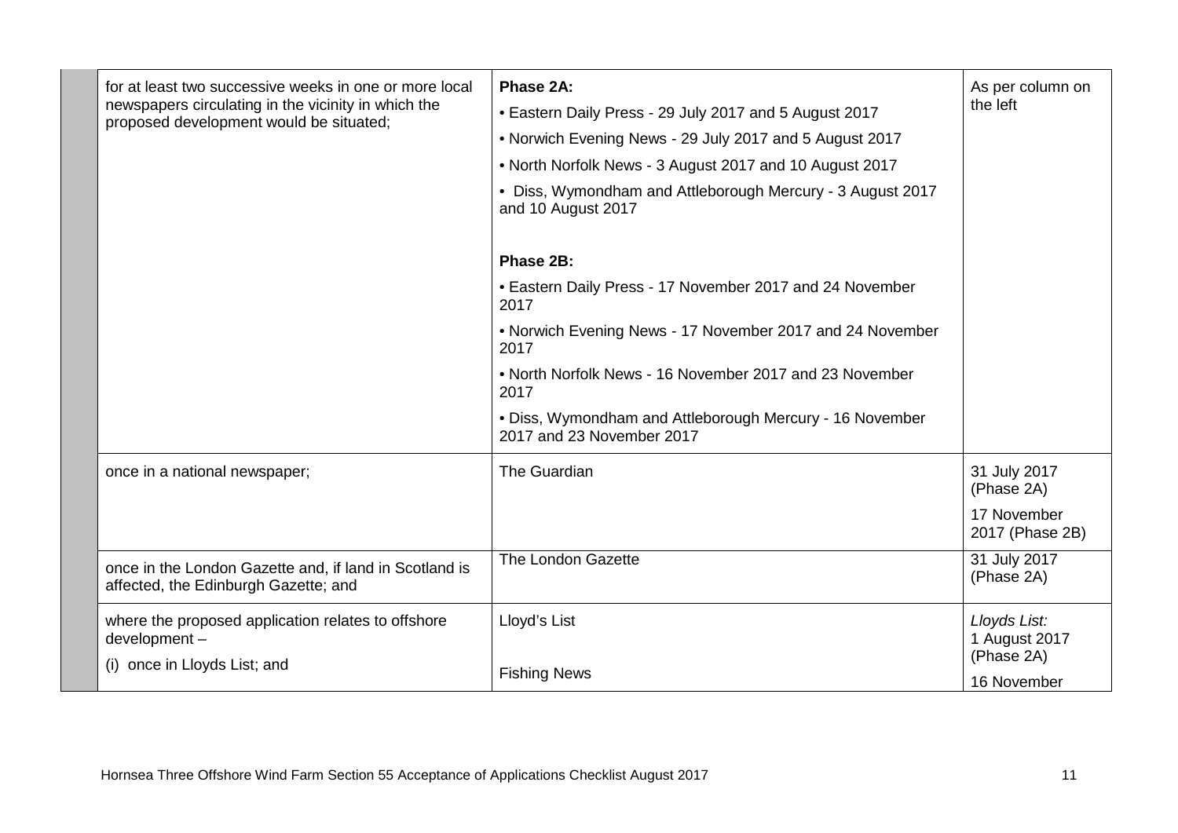| | | | |
|---|---|---|---|
| | for at least two successive weeks in one or more local newspapers circulating in the vicinity in which the proposed development would be situated; | **Phase 2A:**<br>• Eastern Daily Press - 29 July 2017 and 5 August 2017<br>• Norwich Evening News - 29 July 2017 and 5 August 2017<br>• North Norfolk News - 3 August 2017 and 10 August 2017<br>• Diss, Wymondham and Attleborough Mercury - 3 August 2017 and 10 August 2017<br><br>**Phase 2B:**<br>• Eastern Daily Press - 17 November 2017 and 24 November 2017<br>• Norwich Evening News - 17 November 2017 and 24 November 2017<br>• North Norfolk News - 16 November 2017 and 23 November 2017<br>• Diss, Wymondham and Attleborough Mercury - 16 November 2017 and 23 November 2017 | As per column on the left |
| | once in a national newspaper; | The Guardian | 31 July 2017 (Phase 2A)<br>17 November 2017 (Phase 2B) |
| | once in the London Gazette and, if land in Scotland is affected, the Edinburgh Gazette; and | The London Gazette | 31 July 2017 (Phase 2A) |
| | where the proposed application relates to offshore development –<br>(i) once in Lloyds List; and | Lloyd's List<br><br>Fishing News | *Lloyds List:* 1 August 2017 (Phase 2A)<br>16 November |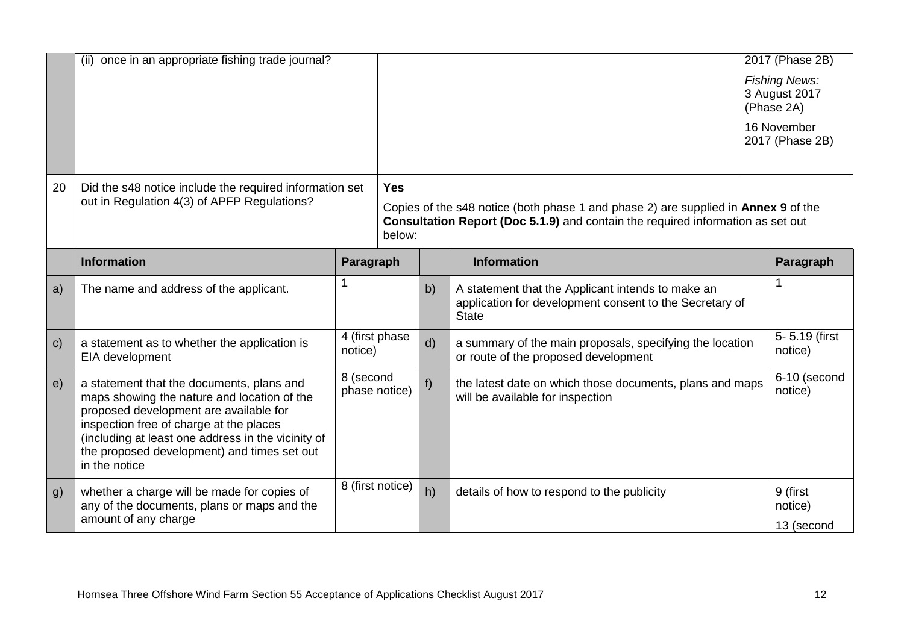| | | | | | |
|---|---|---|---|---|---|
| | (ii) once in an appropriate fishing trade journal? | | | | 2017 (Phase 2B)<br>*Fishing News:* 3 August 2017 (Phase 2A)<br>16 November 2017 (Phase 2B) |
| 20 | Did the s48 notice include the required information set out in Regulation 4(3) of APFP Regulations? | **Yes**<br>Copies of the s48 notice (both phase 1 and phase 2) are supplied in **Annex 9** of the **Consultation Report (Doc 5.1.9)** and contain the required information as set out below: | | | |

| | Information | Paragraph | | Information | Paragraph |
|---|---|---|---|---|---|
| a) | The name and address of the applicant. | 1 | b) | A statement that the Applicant intends to make an application for development consent to the Secretary of State | 1 |
| c) | a statement as to whether the application is EIA development | 4 (first phase notice) | d) | a summary of the main proposals, specifying the location or route of the proposed development | 5- 5.19 (first notice) |
| e) | a statement that the documents, plans and maps showing the nature and location of the proposed development are available for inspection free of charge at the places (including at least one address in the vicinity of the proposed development) and times set out in the notice | 8 (second phase notice) | f) | the latest date on which those documents, plans and maps will be available for inspection | 6-10 (second notice) |
| g) | whether a charge will be made for copies of any of the documents, plans or maps and the amount of any charge | 8 (first notice) | h) | details of how to respond to the publicity | 9 (first notice)<br>13 (second |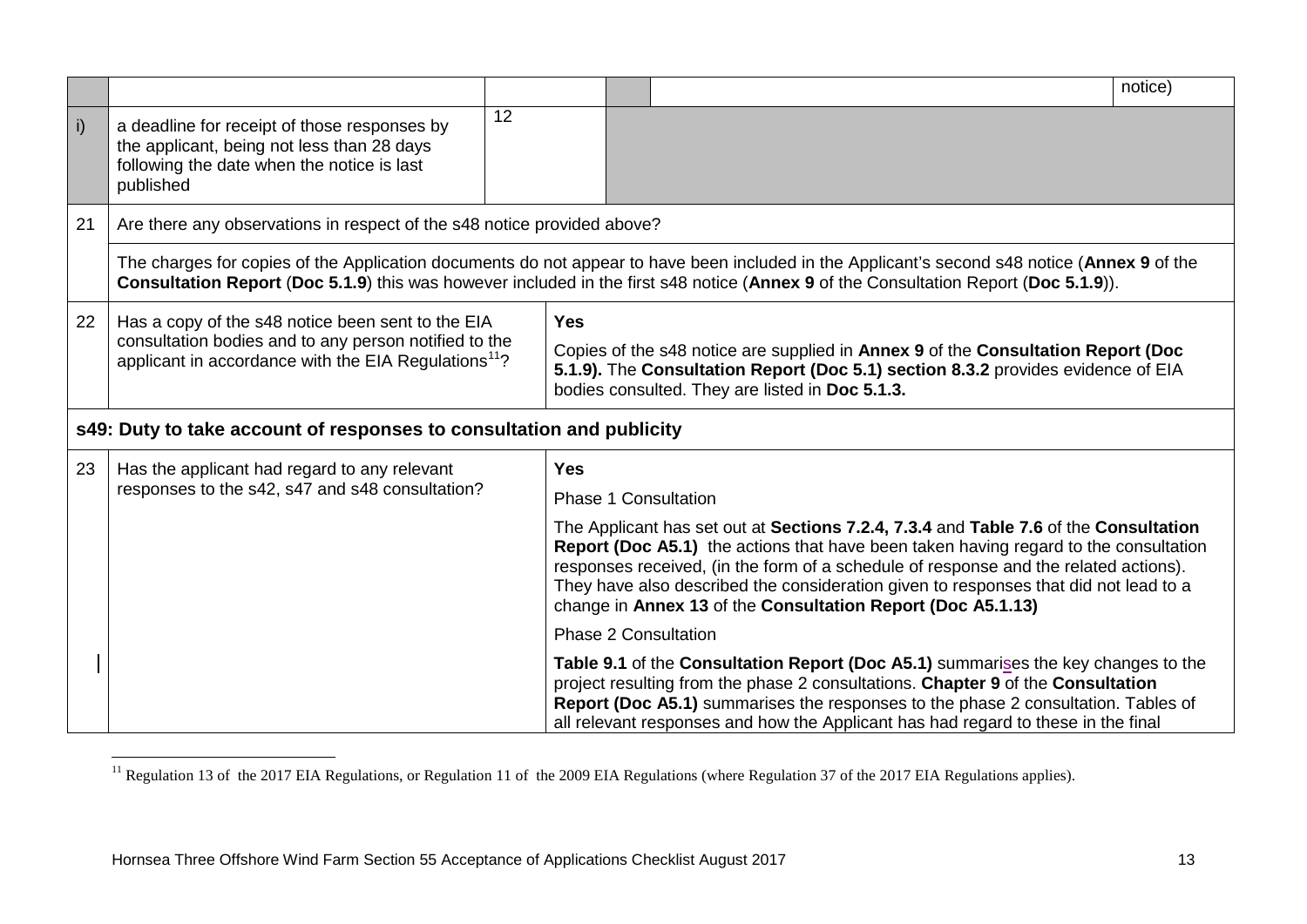| | | | | | | |
|---|---|---|---|---|---|---|
| | | | | | | notice) |
| i) | a deadline for receipt of those responses by the applicant, being not less than 28 days following the date when the notice is last published | 12 | | | | |
| 21 | Are there any observations in respect of the s48 notice provided above? | | | | | |
| | The charges for copies of the Application documents do not appear to have been included in the Applicant's second s48 notice (**Annex 9** of the **Consultation Report** (**Doc 5.1.9**) this was however included in the first s48 notice (**Annex 9** of the Consultation Report (**Doc 5.1.9**)). | | | | | |
| 22 | Has a copy of the s48 notice been sent to the EIA consultation bodies and to any person notified to the applicant in accordance with the EIA Regulations[11]? | **Yes**<br><br>Copies of the s48 notice are supplied in **Annex 9** of the **Consultation Report (Doc 5.1.9).** The **Consultation Report (Doc 5.1) section 8.3.2** provides evidence of EIA bodies consulted. They are listed in **Doc 5.1.3.** | | | | |
| **s49: Duty to take account of responses to consultation and publicity** | | | | | | |
| 23 | Has the applicant had regard to any relevant responses to the s42, s47 and s48 consultation? | **Yes**<br><br>Phase 1 Consultation<br><br>The Applicant has set out at **Sections 7.2.4, 7.3.4** and **Table 7.6** of the **Consultation Report (Doc A5.1)** the actions that have been taken having regard to the consultation responses received, (in the form of a schedule of response and the related actions). They have also described the consideration given to responses that did not lead to a change in **Annex 13** of the **Consultation Report (Doc A5.1.13)**<br><br>Phase 2 Consultation<br><br>**Table 9.1** of the **Consultation Report (Doc A5.1)** summarises the key changes to the project resulting from the phase 2 consultations. **Chapter 9** of the **Consultation Report (Doc A5.1)** summarises the responses to the phase 2 consultation. Tables of all relevant responses and how the Applicant has had regard to these in the final | | | | |

[11] Regulation 13 of the 2017 EIA Regulations, or Regulation 11 of the 2009 EIA Regulations (where Regulation 37 of the 2017 EIA Regulations applies).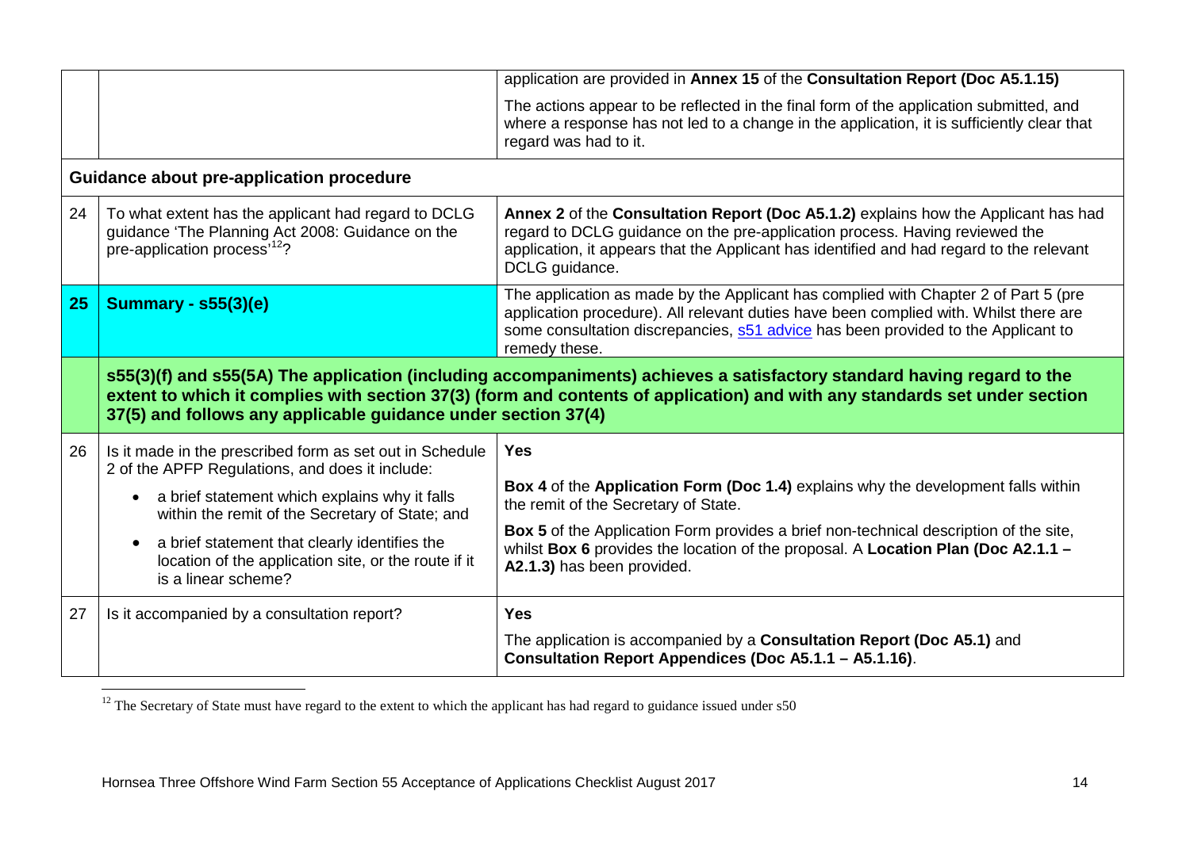| | | |
|---|---|---|
| | | application are provided in **Annex 15** of the **Consultation Report (Doc A5.1.15)**<br><br>The actions appear to be reflected in the final form of the application submitted, and where a response has not led to a change in the application, it is sufficiently clear that regard was had to it. |
| **Guidance about pre-application procedure** | | |
| 24 | To what extent has the applicant had regard to DCLG guidance 'The Planning Act 2008: Guidance on the pre-application process'[12]? | **Annex 2** of the **Consultation Report (Doc A5.1.2)** explains how the Applicant has had regard to DCLG guidance on the pre-application process. Having reviewed the application, it appears that the Applicant has identified and had regard to the relevant DCLG guidance. |
| **25** | **Summary - s55(3)(e)** | The application as made by the Applicant has complied with Chapter 2 of Part 5 (pre application procedure). All relevant duties have been complied with. Whilst there are some consultation discrepancies, s51 advice has been provided to the Applicant to remedy these. |
| | **s55(3)(f) and s55(5A) The application (including accompaniments) achieves a satisfactory standard having regard to the extent to which it complies with section 37(3) (form and contents of application) and with any standards set under section 37(5) and follows any applicable guidance under section 37(4)** | |
| 26 | Is it made in the prescribed form as set out in Schedule 2 of the APFP Regulations, and does it include:<br>• a brief statement which explains why it falls within the remit of the Secretary of State; and<br>• a brief statement that clearly identifies the location of the application site, or the route if it is a linear scheme? | **Yes**<br><br>**Box 4** of the **Application Form (Doc 1.4)** explains why the development falls within the remit of the Secretary of State.<br><br>**Box 5** of the Application Form provides a brief non-technical description of the site, whilst **Box 6** provides the location of the proposal. A **Location Plan (Doc A2.1.1 – A2.1.3)** has been provided. |
| 27 | Is it accompanied by a consultation report? | **Yes**<br><br>The application is accompanied by a **Consultation Report (Doc A5.1)** and **Consultation Report Appendices (Doc A5.1.1 – A5.1.16)**. |

[12] The Secretary of State must have regard to the extent to which the applicant has had regard to guidance issued under s50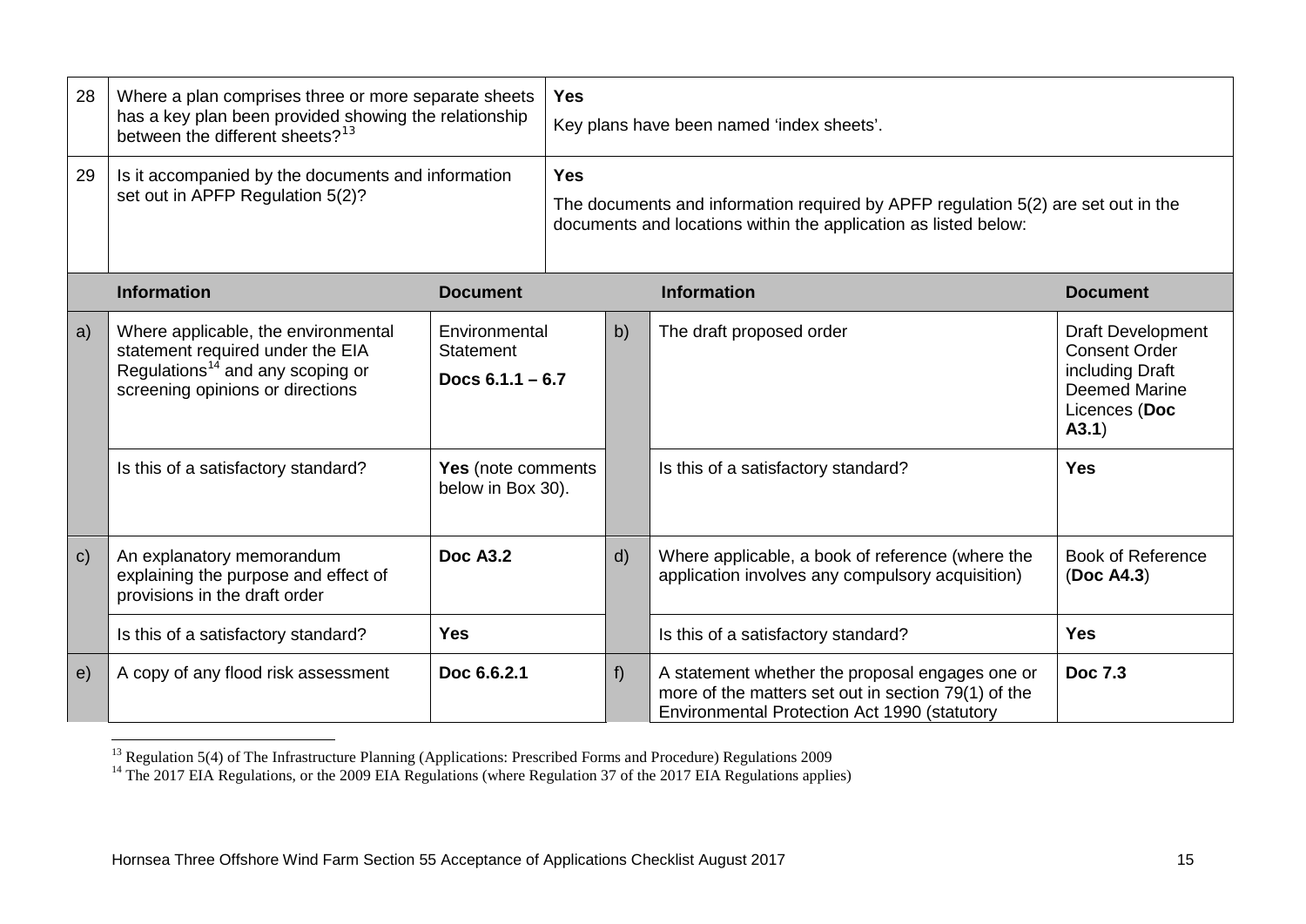| | | |
|---|---|---|
| 28 | Where a plan comprises three or more separate sheets has a key plan been provided showing the relationship between the different sheets?[13] | **Yes**<br>Key plans have been named 'index sheets'. |
| 29 | Is it accompanied by the documents and information set out in APFP Regulation 5(2)? | **Yes**<br>The documents and information required by APFP regulation 5(2) are set out in the documents and locations within the application as listed below: |

| | Information | Document | | Information | Document |
|---|---|---|---|---|---|
| a) | Where applicable, the environmental statement required under the EIA Regulations[14] and any scoping or screening opinions or directions | Environmental Statement<br>**Docs 6.1.1 – 6.7** | b) | The draft proposed order | Draft Development Consent Order including Draft Deemed Marine Licences (**Doc A3.1**) |
| | Is this of a satisfactory standard? | **Yes** (note comments below in Box 30). | | Is this of a satisfactory standard? | **Yes** |
| c) | An explanatory memorandum explaining the purpose and effect of provisions in the draft order | **Doc A3.2** | d) | Where applicable, a book of reference (where the application involves any compulsory acquisition) | Book of Reference (**Doc A4.3**) |
| | Is this of a satisfactory standard? | **Yes** | | Is this of a satisfactory standard? | **Yes** |
| e) | A copy of any flood risk assessment | **Doc 6.6.2.1** | f) | A statement whether the proposal engages one or more of the matters set out in section 79(1) of the Environmental Protection Act 1990 (statutory | **Doc 7.3** |

[13] Regulation 5(4) of The Infrastructure Planning (Applications: Prescribed Forms and Procedure) Regulations 2009

[14] The 2017 EIA Regulations, or the 2009 EIA Regulations (where Regulation 37 of the 2017 EIA Regulations applies)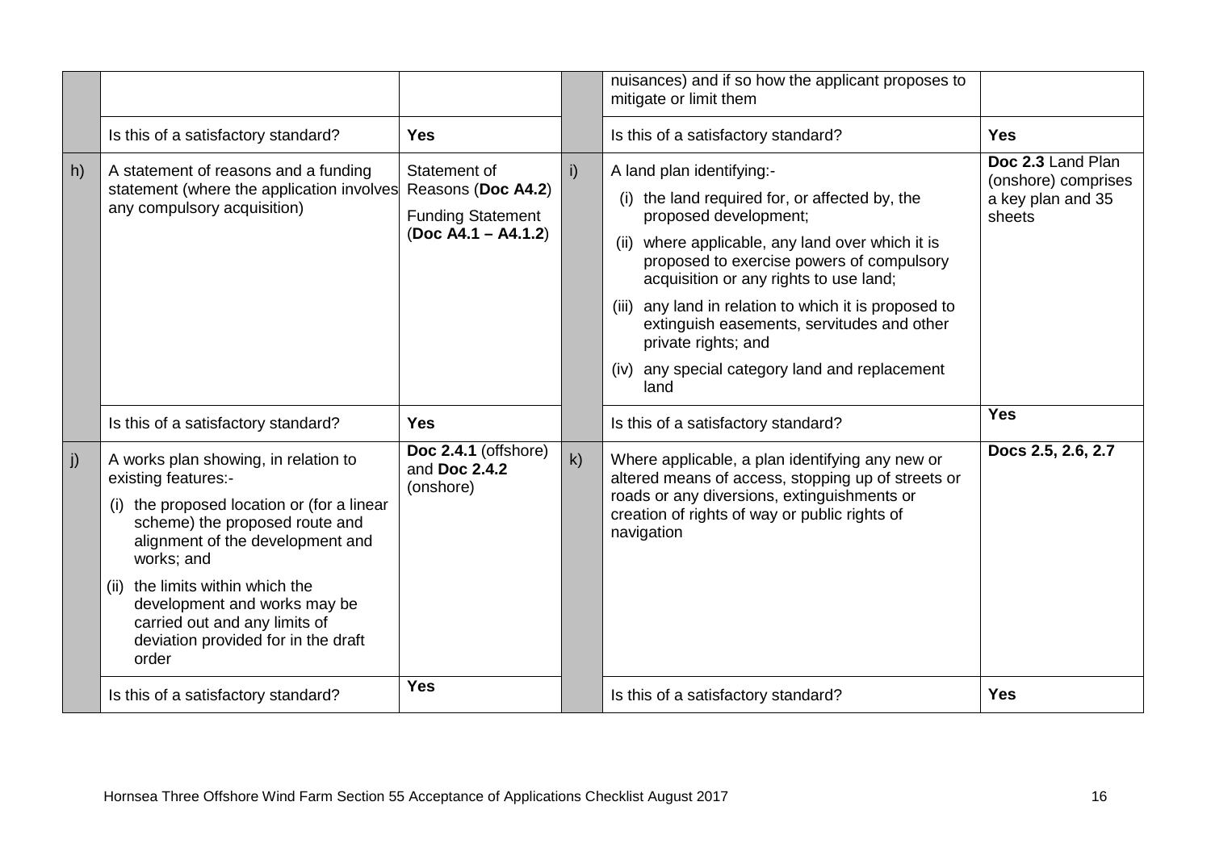| | | | | | |
|---|---|---|---|---|---|
| | | | | nuisances) and if so how the applicant proposes to mitigate or limit them | |
| | Is this of a satisfactory standard? | **Yes** | | Is this of a satisfactory standard? | **Yes** |
| h) | A statement of reasons and a funding statement (where the application involves any compulsory acquisition) | Statement of Reasons (**Doc A4.2**)<br>Funding Statement (**Doc A4.1 – A4.1.2**) | i) | A land plan identifying:-<br>(i) the land required for, or affected by, the proposed development;<br>(ii) where applicable, any land over which it is proposed to exercise powers of compulsory acquisition or any rights to use land;<br>(iii) any land in relation to which it is proposed to extinguish easements, servitudes and other private rights; and<br>(iv) any special category land and replacement land | **Doc 2.3** Land Plan (onshore) comprises a key plan and 35 sheets |
| | Is this of a satisfactory standard? | **Yes** | | Is this of a satisfactory standard? | **Yes** |
| j) | A works plan showing, in relation to existing features:-<br>(i) the proposed location or (for a linear scheme) the proposed route and alignment of the development and works; and<br>(ii) the limits within which the development and works may be carried out and any limits of deviation provided for in the draft order | **Doc 2.4.1** (offshore) and **Doc 2.4.2** (onshore) | k) | Where applicable, a plan identifying any new or altered means of access, stopping up of streets or roads or any diversions, extinguishments or creation of rights of way or public rights of navigation | **Docs 2.5, 2.6, 2.7** |
| | Is this of a satisfactory standard? | **Yes** | | Is this of a satisfactory standard? | **Yes** |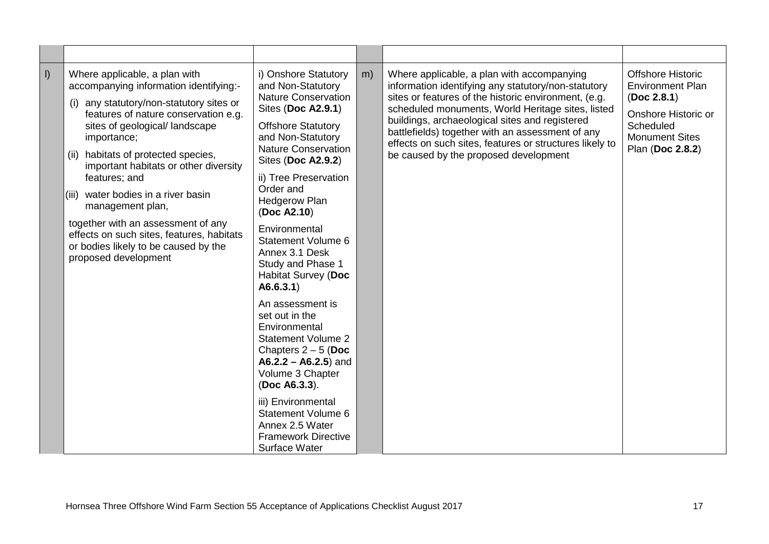| | | | | | |
|---|---|---|---|---|---|
| l) | Where applicable, a plan with accompanying information identifying:-<br>(i) any statutory/non-statutory sites or features of nature conservation e.g. sites of geological/ landscape importance;<br>(ii) habitats of protected species, important habitats or other diversity features; and<br>(iii) water bodies in a river basin management plan,<br>together with an assessment of any effects on such sites, features, habitats or bodies likely to be caused by the proposed development | i) Onshore Statutory and Non-Statutory Nature Conservation Sites (**Doc A2.9.1**)<br>Offshore Statutory and Non-Statutory Nature Conservation Sites (**Doc A2.9.2**)<br>ii) Tree Preservation Order and Hedgerow Plan (**Doc A2.10**)<br>Environmental Statement Volume 6 Annex 3.1 Desk Study and Phase 1 Habitat Survey (**Doc A6.6.3.1**)<br>An assessment is set out in the Environmental Statement Volume 2 Chapters 2 – 5 (**Doc A6.2.2 – A6.2.5**) and Volume 3 Chapter (**Doc A6.3.3**).<br>iii) Environmental Statement Volume 6 Annex 2.5 Water Framework Directive Surface Water | m) | Where applicable, a plan with accompanying information identifying any statutory/non-statutory sites or features of the historic environment, (e.g. scheduled monuments, World Heritage sites, listed buildings, archaeological sites and registered battlefields) together with an assessment of any effects on such sites, features or structures likely to be caused by the proposed development | Offshore Historic Environment Plan (**Doc 2.8.1**)<br>Onshore Historic or Scheduled Monument Sites Plan (**Doc 2.8.2**) |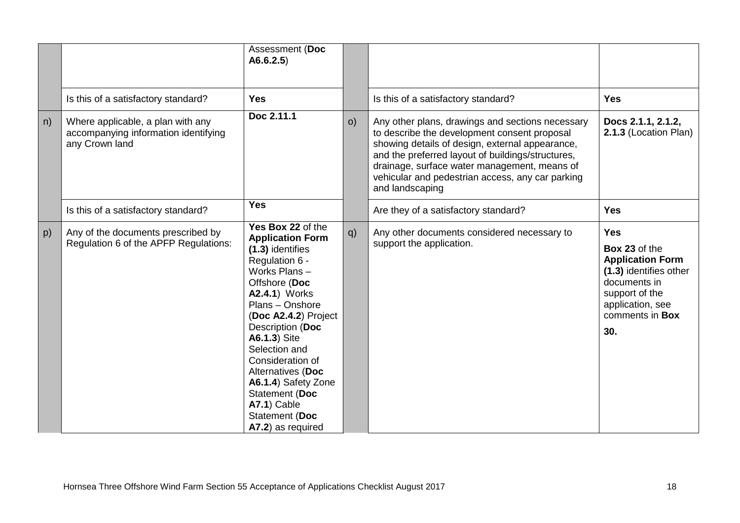| | | | | | |
|---|---|---|---|---|---|
| | | Assessment (**Doc A6.6.2.5**) | | | |
| | Is this of a satisfactory standard? | **Yes** | | Is this of a satisfactory standard? | **Yes** |
| n) | Where applicable, a plan with any accompanying information identifying any Crown land | **Doc 2.11.1** | o) | Any other plans, drawings and sections necessary to describe the development consent proposal showing details of design, external appearance, and the preferred layout of buildings/structures, drainage, surface water management, means of vehicular and pedestrian access, any car parking and landscaping | **Docs 2.1.1, 2.1.2, 2.1.3** (Location Plan) |
| | Is this of a satisfactory standard? | **Yes** | | Are they of a satisfactory standard? | **Yes** |
| p) | Any of the documents prescribed by Regulation 6 of the APFP Regulations: | **Yes Box 22** of the **Application Form (1.3)** identifies Regulation 6 - Works Plans – Offshore (**Doc A2.4.1**) Works Plans – Onshore (**Doc A2.4.2**) Project Description (**Doc A6.1.3**) Site Selection and Consideration of Alternatives (**Doc A6.1.4**) Safety Zone Statement (**Doc A7.1**) Cable Statement (**Doc A7.2**) as required | q) | Any other documents considered necessary to support the application. | **Yes** **Box 23** of the **Application Form (1.3)** identifies other documents in support of the application, see comments in **Box 30.** |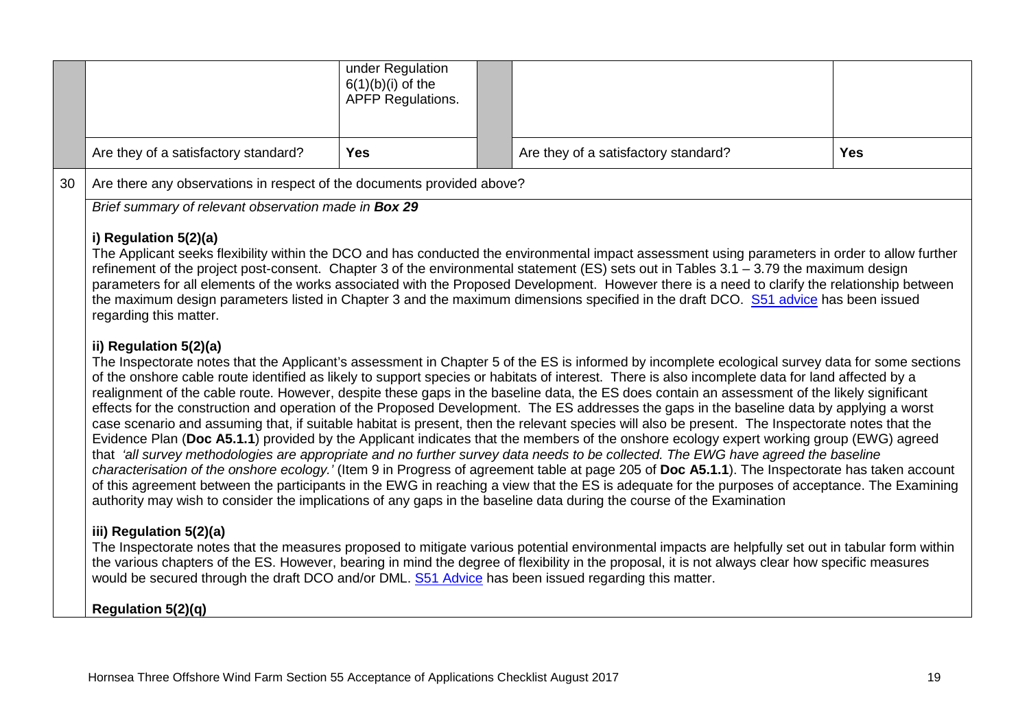| | | | | | |
|---|---|---|---|---|---|
| | | under Regulation 6(1)(b)(i) of the APFP Regulations. | | | |
| | Are they of a satisfactory standard? | **Yes** | | Are they of a satisfactory standard? | **Yes** |
| 30 | Are there any observations in respect of the documents provided above? | | | | |

*Brief summary of relevant observation made in **Box 29***

**i) Regulation 5(2)(a)**

The Applicant seeks flexibility within the DCO and has conducted the environmental impact assessment using parameters in order to allow further refinement of the project post-consent. Chapter 3 of the environmental statement (ES) sets out in Tables 3.1 – 3.79 the maximum design parameters for all elements of the works associated with the Proposed Development. However there is a need to clarify the relationship between the maximum design parameters listed in Chapter 3 and the maximum dimensions specified in the draft DCO. S51 advice has been issued regarding this matter.

**ii) Regulation 5(2)(a)**

The Inspectorate notes that the Applicant's assessment in Chapter 5 of the ES is informed by incomplete ecological survey data for some sections of the onshore cable route identified as likely to support species or habitats of interest. There is also incomplete data for land affected by a realignment of the cable route. However, despite these gaps in the baseline data, the ES does contain an assessment of the likely significant effects for the construction and operation of the Proposed Development. The ES addresses the gaps in the baseline data by applying a worst case scenario and assuming that, if suitable habitat is present, then the relevant species will also be present. The Inspectorate notes that the Evidence Plan (**Doc A5.1.1**) provided by the Applicant indicates that the members of the onshore ecology expert working group (EWG) agreed that *'all survey methodologies are appropriate and no further survey data needs to be collected. The EWG have agreed the baseline characterisation of the onshore ecology.'* (Item 9 in Progress of agreement table at page 205 of **Doc A5.1.1**). The Inspectorate has taken account of this agreement between the participants in the EWG in reaching a view that the ES is adequate for the purposes of acceptance. The Examining authority may wish to consider the implications of any gaps in the baseline data during the course of the Examination

**iii) Regulation 5(2)(a)**

The Inspectorate notes that the measures proposed to mitigate various potential environmental impacts are helpfully set out in tabular form within the various chapters of the ES. However, bearing in mind the degree of flexibility in the proposal, it is not always clear how specific measures would be secured through the draft DCO and/or DML. S51 Advice has been issued regarding this matter.

**Regulation 5(2)(q)**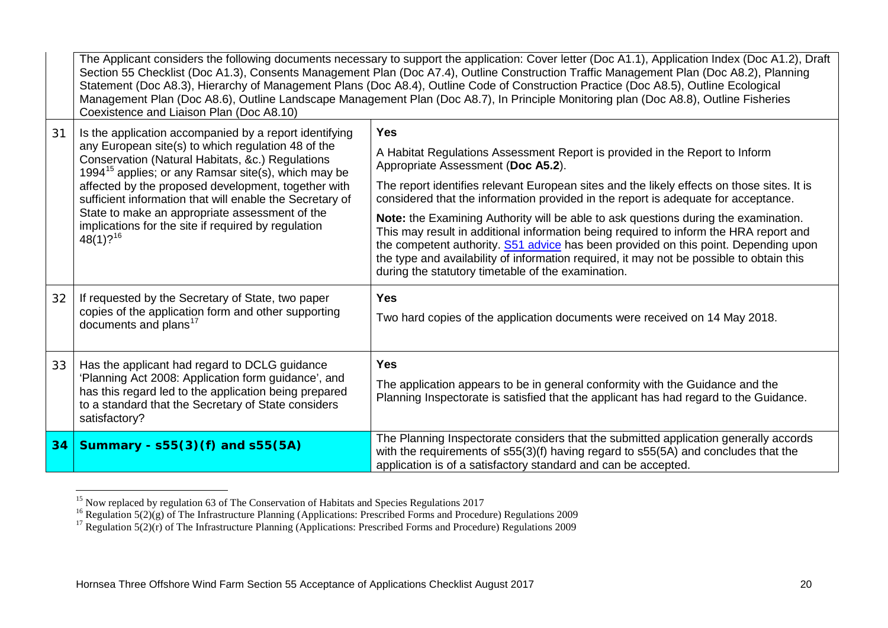| | | |
|---|---|---|
| | The Applicant considers the following documents necessary to support the application: Cover letter (Doc A1.1), Application Index (Doc A1.2), Draft Section 55 Checklist (Doc A1.3), Consents Management Plan (Doc A7.4), Outline Construction Traffic Management Plan (Doc A8.2), Planning Statement (Doc A8.3), Hierarchy of Management Plans (Doc A8.4), Outline Code of Construction Practice (Doc A8.5), Outline Ecological Management Plan (Doc A8.6), Outline Landscape Management Plan (Doc A8.7), In Principle Monitoring plan (Doc A8.8), Outline Fisheries Coexistence and Liaison Plan (Doc A8.10) | |
| 31 | Is the application accompanied by a report identifying any European site(s) to which regulation 48 of the Conservation (Natural Habitats, &c.) Regulations 1994[15] applies; or any Ramsar site(s), which may be affected by the proposed development, together with sufficient information that will enable the Secretary of State to make an appropriate assessment of the implications for the site if required by regulation 48(1)?[16] | **Yes**<br><br>A Habitat Regulations Assessment Report is provided in the Report to Inform Appropriate Assessment (**Doc A5.2**).<br><br>The report identifies relevant European sites and the likely effects on those sites. It is considered that the information provided in the report is adequate for acceptance.<br><br>**Note:** the Examining Authority will be able to ask questions during the examination. This may result in additional information being required to inform the HRA report and the competent authority. S51 advice has been provided on this point. Depending upon the type and availability of information required, it may not be possible to obtain this during the statutory timetable of the examination. |
| 32 | If requested by the Secretary of State, two paper copies of the application form and other supporting documents and plans[17] | **Yes**<br><br>Two hard copies of the application documents were received on 14 May 2018. |
| 33 | Has the applicant had regard to DCLG guidance 'Planning Act 2008: Application form guidance', and has this regard led to the application being prepared to a standard that the Secretary of State considers satisfactory? | **Yes**<br><br>The application appears to be in general conformity with the Guidance and the Planning Inspectorate is satisfied that the applicant has had regard to the Guidance. |
| **34** | **Summary - s55(3)(f) and s55(5A)** | The Planning Inspectorate considers that the submitted application generally accords with the requirements of s55(3)(f) having regard to s55(5A) and concludes that the application is of a satisfactory standard and can be accepted. |

[15] Now replaced by regulation 63 of The Conservation of Habitats and Species Regulations 2017

[16] Regulation 5(2)(g) of The Infrastructure Planning (Applications: Prescribed Forms and Procedure) Regulations 2009

[17] Regulation 5(2)(r) of The Infrastructure Planning (Applications: Prescribed Forms and Procedure) Regulations 2009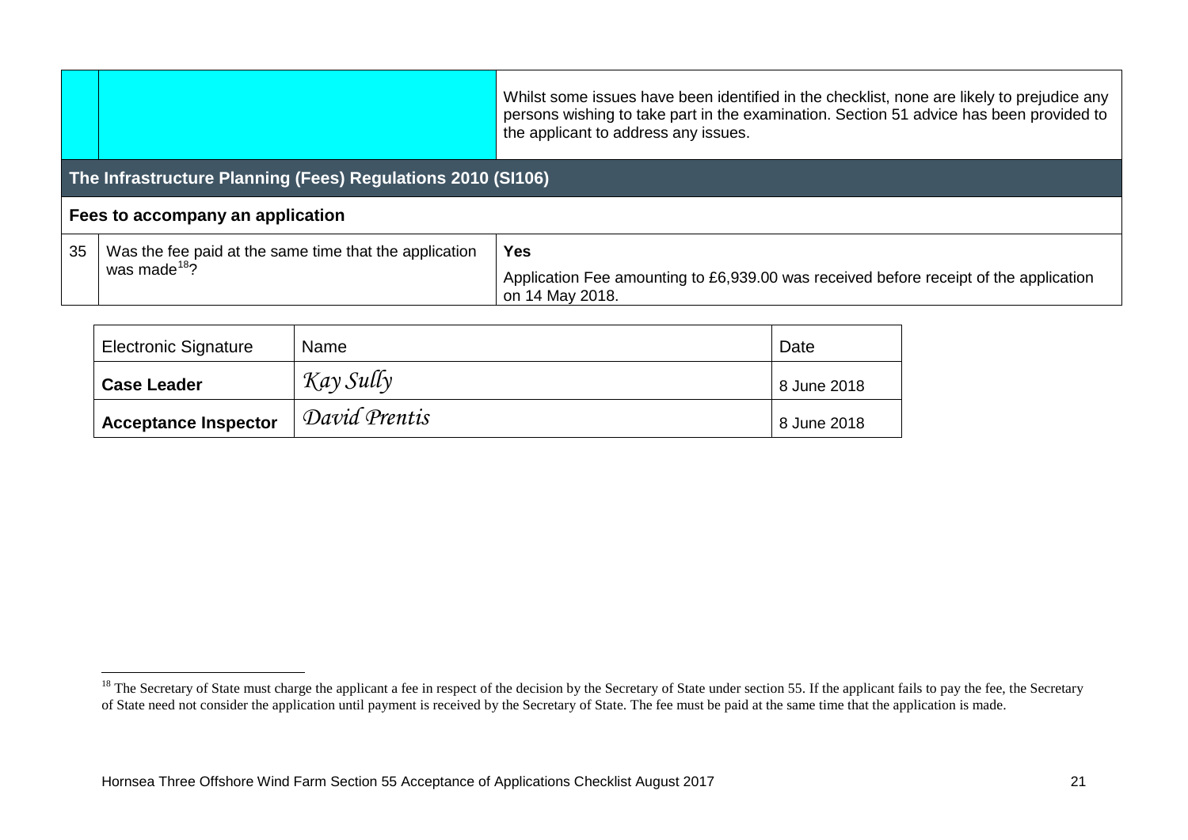| | | |
|---|---|---|
| | | Whilst some issues have been identified in the checklist, none are likely to prejudice any persons wishing to take part in the examination. Section 51 advice has been provided to the applicant to address any issues. |
| **The Infrastructure Planning (Fees) Regulations 2010 (SI106)** | | |
| **Fees to accompany an application** | | |
| 35 | Was the fee paid at the same time that the application was made[18]? | **Yes**<br><br>Application Fee amounting to £6,939.00 was received before receipt of the application on 14 May 2018. |

| Electronic Signature | Name | Date |
|---|---|---|
| **Case Leader** | *Kay Sully* | 8 June 2018 |
| **Acceptance Inspector** | *David Prentis* | 8 June 2018 |

[18] The Secretary of State must charge the applicant a fee in respect of the decision by the Secretary of State under section 55. If the applicant fails to pay the fee, the Secretary of State need not consider the application until payment is received by the Secretary of State. The fee must be paid at the same time that the application is made.